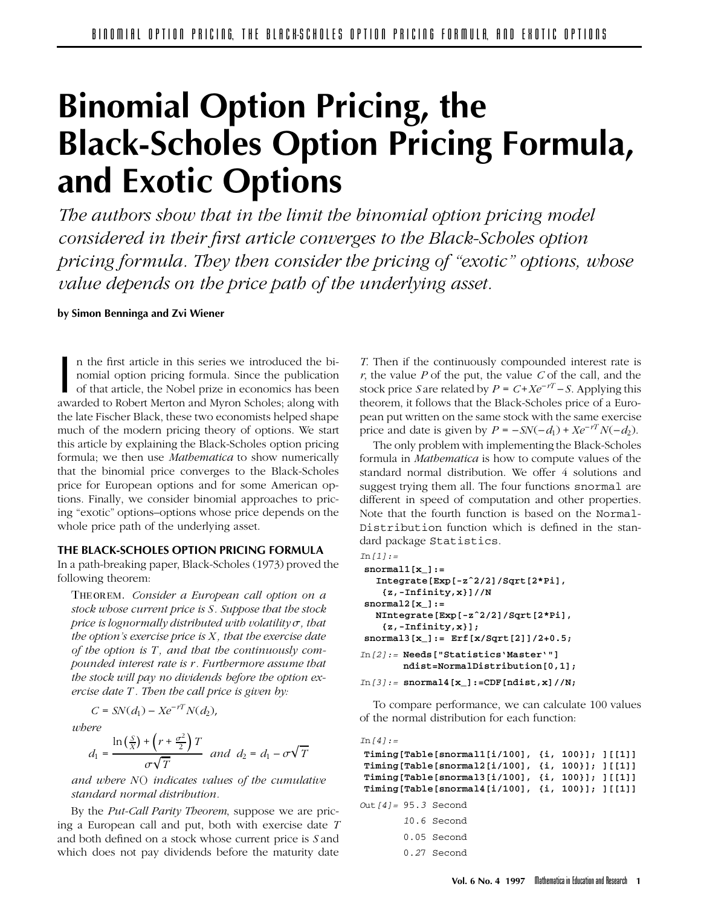# Binomial Option Pricing, the Black-Scholes Option Pricing Formula, and Exotic Options

*The authors show that in the limit the binomial option pricing model considered in their first article converges to the Black-Scholes option pricing formula. They then consider the pricing of "exotic" options, whose value depends on the price path of the underlying asset.*

**by Simon Benninga and Zvi Wiener**

In the first article in this series we introduced the binomial option pricing formula. Since the publication of that article, the Nobel prize in economics has been awarded to Robert Merton and Myron Scholes; along with the late Fischer Black, these two economists helped shape much of the modern pricing theory of options. We start this article by explaining the Black-Scholes option pricing formula; we then use *Mathematica* to show numerically that the binomial price converges to the Black-Scholes price for European options and for some American options. Finally, we consider binomial approaches to pricing "exotic" options–options whose price depends on the whole price path of the underlying asset.

### THE BLACK-SCHOLES OPTION PRICING FORMULA

In a path-breaking paper, Black-Scholes (1973) proved the following theorem:

THEOREM. *Consider a European call option on a stock whose current price is $S$. Suppose that the stock price is lognormally distributed with volatility $\sigma$, that the option's exercise price is $X$, that the exercise date of the option is $T$, and that the continuously compounded interest rate is $r$. Furthermore assume that the stock will pay no dividends before the option exercise date $T$. Then the call price is given by:*

$$C = SN(d_1) - Xe^{-rT}N(d_2),$$

*where*

$$d_1 = \frac{\ln\left(\frac{S}{X}\right) + \left(r + \frac{\sigma^2}{2}\right)T}{\sigma\sqrt{T}} \quad \text{and} \quad d_2 = d_1 - \sigma\sqrt{T}$$

*and where $N()$ indicates values of the cumulative standard normal distribution.*

By the *Put-Call Parity Theorem*, suppose we are pricing a European call and put, both with exercise date $T$ and both defined on a stock whose current price is $S$ and which does not pay dividends before the maturity date $T$. Then if the continuously compounded interest rate is $r$, the value $P$ of the put, the value $C$ of the call, and the stock price $S$ are related by $P = C + Xe^{-rT} - S$. Applying this theorem, it follows that the Black-Scholes price of a European put written on the same stock with the same exercise price and date is given by $P = -SN(-d_1) + Xe^{-rT}N(-d_2)$.

The only problem with implementing the Black-Scholes formula in *Mathematica* is how to compute values of the standard normal distribution. We offer 4 solutions and suggest trying them all. The four functions `snormal` are different in speed of computation and other properties. Note that the fourth function is based on the `NormalDistribution` function which is defined in the standard package `Statistics`.

```
In[1]:=
snormal1[x_]:=
  Integrate[Exp[-z^2/2]/Sqrt[2*Pi],
   {z,-Infinity,x}]//N
snormal2[x_]:=
  NIntegrate[Exp[-z^2/2]/Sqrt[2*Pi],
   {z,-Infinity,x}];
snormal3[x_]:= Erf[x/Sqrt[2]]/2+0.5;
```

```
In[2]:= Needs["Statistics`Master`"]
        ndist=NormalDistribution[0,1];
```

```
In[3]:= snormal4[x_]:=CDF[ndist,x]//N;
```

To compare performance, we can calculate 100 values of the normal distribution for each function:

```
In[4]:=
Timing[Table[snormal1[i/100], {i, 100}]; ][[1]]
Timing[Table[snormal2[i/100], {i, 100}]; ][[1]]
Timing[Table[snormal3[i/100], {i, 100}]; ][[1]]
Timing[Table[snormal4[i/100], {i, 100}]; ][[1]]
```

```
Out[4]= 95.3 Second
        10.6 Second
        0.05 Second
        0.27 Second
```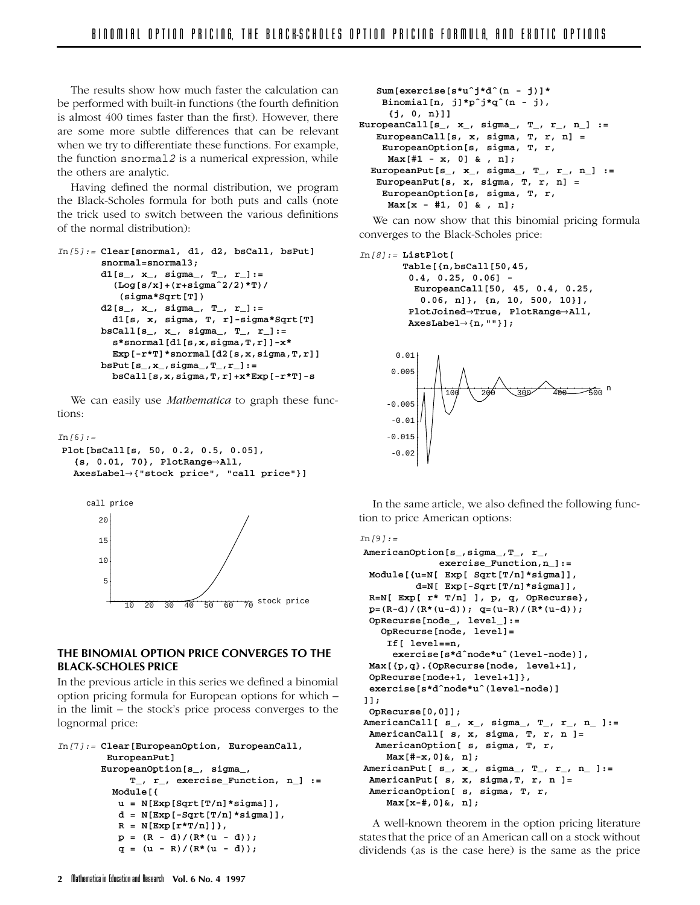The results show how much faster the calculation can be performed with built-in functions (the fourth definition is almost 400 times faster than the first). However, there are some more subtle differences that can be relevant when we try to differentiate these functions. For example, the function snormal2 is a numerical expression, while the others are analytic.

Having defined the normal distribution, we program the Black-Scholes formula for both puts and calls (note the trick used to switch between the various definitions of the normal distribution):

```
In[5]:= Clear[snormal, d1, d2, bsCall, bsPut]
        snormal=snormal3;
        d1[s_, x_, sigma_, T_, r_]:=
          (Log[s/x]+(r+sigma^2/2)*T)/
           (sigma*Sqrt[T])
        d2[s_, x_, sigma_, T_, r_]:=
          d1[s, x, sigma, T, r]-sigma*Sqrt[T]
        bsCall[s_, x_, sigma_, T_, r_]:=
          s*snormal[d1[s,x,sigma,T,r]]-x*
          Exp[-r*T]*snormal[d2[s,x,sigma,T,r]]
        bsPut[s_,x_,sigma_,T_,r_]:=
          bsCall[s,x,sigma,T,r]+x*Exp[-r*T]-s
```

We can easily use *Mathematica* to graph these functions:

```
In[6]:=
 Plot[bsCall[s, 50, 0.2, 0.5, 0.05],
   {s, 0.01, 70}, PlotRange→All,
   AxesLabel→{"stock price", "call price"}]
```

## THE BINOMIAL OPTION PRICE CONVERGES TO THE BLACK-SCHOLES PRICE

In the previous article in this series we defined a binomial option pricing formula for European options for which – in the limit – the stock's price process converges to the lognormal price:

```
In[7]:= Clear[EuropeanOption, EuropeanCall,
         EuropeanPut]
        EuropeanOption[s_, sigma_,
            T_, r_, exercise_Function, n_] :=
          Module[{
           u = N[Exp[Sqrt[T/n]*sigma]],
           d = N[Exp[-Sqrt[T/n]*sigma]],
           R = N[Exp[r*T/n]]},
           p = (R - d)/(R*(u - d));
           q = (u - R)/(R*(u - d));
    Sum[exercise[s*u^j*d^(n - j)]*
     Binomial[n, j]*p^j*q^(n - j),
      {j, 0, n}]]
EuropeanCall[s_, x_, sigma_, T_, r_, n_] :=
   EuropeanCall[s, x, sigma, T, r, n] =
    EuropeanOption[s, sigma, T, r,
     Max[#1 - x, 0] & , n];
  EuropeanPut[s_, x_, sigma_, T_, r_, n_] :=
   EuropeanPut[s, x, sigma, T, r, n] =
    EuropeanOption[s, sigma, T, r,
     Max[x - #1, 0] & , n];
```

We can now show that this binomial pricing formula converges to the Black-Scholes price:

```
In[8]:= ListPlot[
       Table[{n,bsCall[50,45,
        0.4, 0.25, 0.06] -
         EuropeanCall[50, 45, 0.4, 0.25,
          0.06, n]}, {n, 10, 500, 10}],
       PlotJoined→True, PlotRange→All,
       AxesLabel→{n,""}];
```

In the same article, we also defined the following function to price American options:

```
In[9]:=
 AmericanOption[s_,sigma_,T_, r_,
             exercise_Function,n_]:=
  Module[{u=N[ Exp[ Sqrt[T/n]*sigma]],
          d=N[ Exp[-Sqrt[T/n]*sigma]],
  R=N[ Exp[ r* T/n] ], p, q, OpRecurse},
  p=(R-d)/(R*(u-d)); q=(u-R)/(R*(u-d));
  OpRecurse[node_, level_]:=
    OpRecurse[node, level]=
     If[ level==n,
      exercise[s*d^node*u^(level-node)],
  Max[{p,q}.{OpRecurse[node, level+1],
  OpRecurse[node+1, level+1]},
  exercise[s*d^node*u^(level-node)]
 ]];
  OpRecurse[0,0]];
 AmericanCall[ s_, x_, sigma_, T_, r_, n_ ]:=
  AmericanCall[ s, x, sigma, T, r, n ]=
   AmericanOption[ s, sigma, T, r,
     Max[#-x,0]&, n];
 AmericanPut[ s_, x_, sigma_, T_, r_, n_ ]:=
  AmericanPut[ s, x, sigma,T, r, n ]=
  AmericanOption[ s, sigma, T, r,
     Max[x-#,0]&, n];
```

A well-known theorem in the option pricing literature states that the price of an American call on a stock without dividends (as is the case here) is the same as the price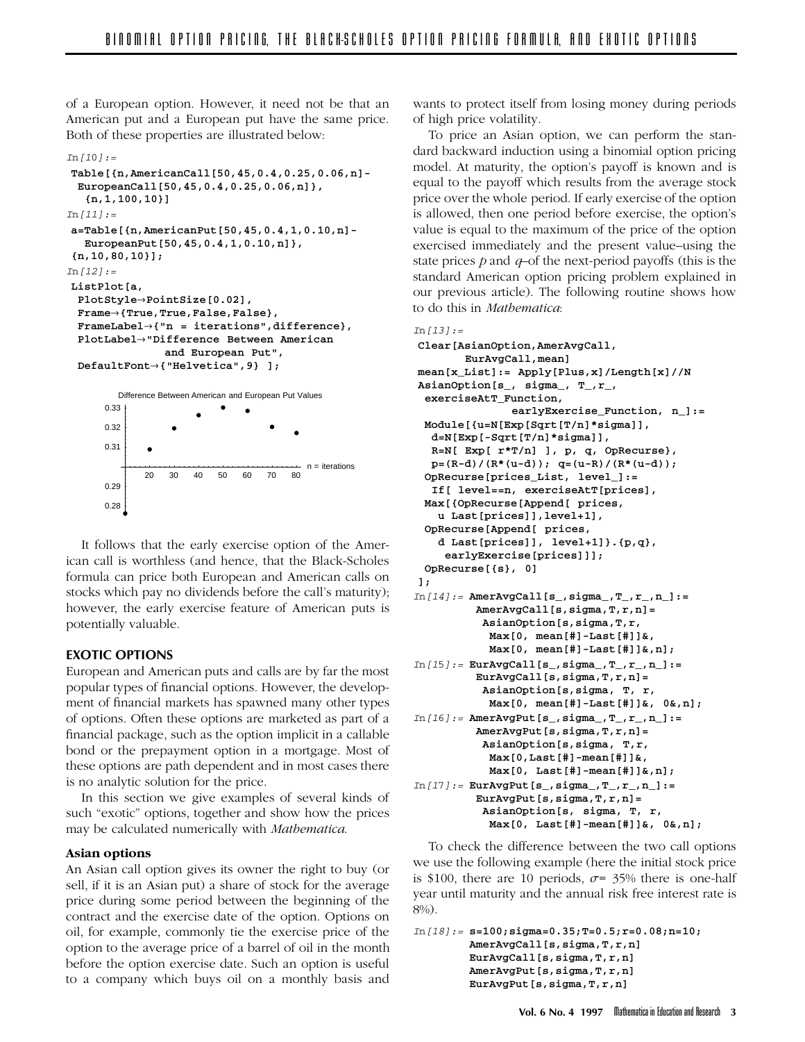of a European option. However, it need not be that an American put and a European put have the same price. Both of these properties are illustrated below:

```
In[10]:=
Table[{n,AmericanCall[50,45,0.4,0.25,0.06,n]-
  EuropeanCall[50,45,0.4,0.25,0.06,n]},
   {n,1,100,10}]
In[11]:=
a=Table[{n,AmericanPut[50,45,0.4,1,0.10,n]-
   EuropeanPut[50,45,0.4,1,0.10,n]},
 {n,10,80,10}];
In[12]:=
ListPlot[a,
 PlotStyle→PointSize[0.02],
 Frame→{True,True,False,False},
 FrameLabel→{"n = iterations",difference},
 PlotLabel→"Difference Between American
             and European Put",
 DefaultFont→{"Helvetica",9} ];
```

Difference Between American and European Put Values

It follows that the early exercise option of the American call is worthless (and hence, that the Black-Scholes formula can price both European and American calls on stocks which pay no dividends before the call's maturity); however, the early exercise feature of American puts is potentially valuable.

## EXOTIC OPTIONS

European and American puts and calls are by far the most popular types of financial options. However, the development of financial markets has spawned many other types of options. Often these options are marketed as part of a financial package, such as the option implicit in a callable bond or the prepayment option in a mortgage. Most of these options are path dependent and in most cases there is no analytic solution for the price.

In this section we give examples of several kinds of such "exotic" options, together and show how the prices may be calculated numerically with *Mathematica*.

### Asian options

An Asian call option gives its owner the right to buy (or sell, if it is an Asian put) a share of stock for the average price during some period between the beginning of the contract and the exercise date of the option. Options on oil, for example, commonly tie the exercise price of the option to the average price of a barrel of oil in the month before the option exercise date. Such an option is useful to a company which buys oil on a monthly basis and wants to protect itself from losing money during periods of high price volatility.

To price an Asian option, we can perform the standard backward induction using a binomial option pricing model. At maturity, the option's payoff is known and is equal to the payoff which results from the average stock price over the whole period. If early exercise of the option is allowed, then one period before exercise, the option's value is equal to the maximum of the price of the option exercised immediately and the present value–using the state prices $p$ and $q$–of the next-period payoffs (this is the standard American option pricing problem explained in our previous article). The following routine shows how to do this in *Mathematica*:

```
In[13]:=
Clear[AsianOption,AmerAvgCall,
      EurAvgCall,mean]
mean[x_List]:= Apply[Plus,x]/Length[x]//N
AsianOption[s_, sigma_, T_,r_,
 exerciseAtT_Function,
             earlyExercise_Function, n_]:=
 Module[{u=N[Exp[Sqrt[T/n]*sigma]],
  d=N[Exp[-Sqrt[T/n]*sigma]],
  R=N[ Exp[ r*T/n] ], p, q, OpRecurse},
  p=(R-d)/(R*(u-d)); q=(u-R)/(R*(u-d));
 OpRecurse[prices_List, level_]:=
  If[ level==n, exerciseAtT[prices],
 Max[{OpRecurse[Append[ prices,
   u Last[prices]],level+1],
 OpRecurse[Append[ prices,
   d Last[prices]], level+1]}.{p,q},
    earlyExercise[prices]]];
 OpRecurse[{s}, 0]
];
In[14]:= AmerAvgCall[s_,sigma_,T_,r_,n_]:=
         AmerAvgCall[s,sigma,T,r,n]=
          AsianOption[s,sigma,T,r,
           Max[0, mean[#]-Last[#]]&,
           Max[0, mean[#]-Last[#]]&,n];
In[15]:= EurAvgCall[s_,sigma_,T_,r_,n_]:=
         EurAvgCall[s,sigma,T,r,n]=
          AsianOption[s,sigma, T, r,
           Max[0, mean[#]-Last[#]]&, 0&,n];
In[16]:= AmerAvgPut[s_,sigma_,T_,r_,n_]:=
         AmerAvgPut[s,sigma,T,r,n]=
          AsianOption[s,sigma, T,r,
           Max[0,Last[#]-mean[#]]&,
           Max[0, Last[#]-mean[#]]&,n];
In[17]:= EurAvgPut[s_,sigma_,T_,r_,n_]:=
         EurAvgPut[s,sigma,T,r,n]=
          AsianOption[s, sigma, T, r,
           Max[0, Last[#]-mean[#]]&, 0&,n];
```

To check the difference between the two call options we use the following example (here the initial stock price is \$100, there are 10 periods, $\sigma$= 35% there is one-half year until maturity and the annual risk free interest rate is 8%).

```
In[18]:= s=100;sigma=0.35;T=0.5;r=0.08;n=10;
        AmerAvgCall[s,sigma,T,r,n]
        EurAvgCall[s,sigma,T,r,n]
        AmerAvgPut[s,sigma,T,r,n]
        EurAvgPut[s,sigma,T,r,n]
```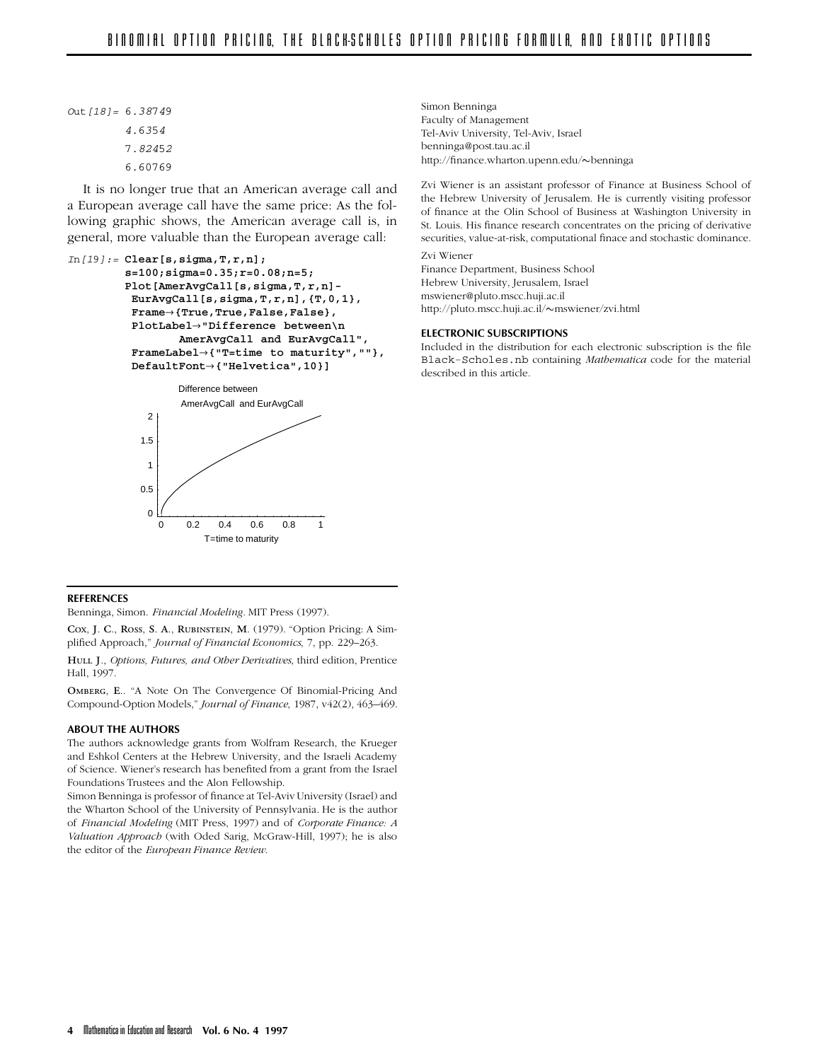```
Out[18]= 6.38749
         4.6354
         7.82452
         6.60769
```

It is no longer true that an American average call and a European average call have the same price: As the following graphic shows, the American average call is, in general, more valuable than the European average call:

```
In[19]:= Clear[s,sigma,T,r,n];
         s=100;sigma=0.35;r=0.08;n=5;
         Plot[AmerAvgCall[s,sigma,T,r,n]-
          EurAvgCall[s,sigma,T,r,n],{T,0,1},
          Frame→{True,True,False,False},
          PlotLabel→"Difference between\n
                 AmerAvgCall and EurAvgCall",
          FrameLabel→{"T=time to maturity",""},
          DefaultFont→{"Helvetica",10}]
```

Difference between
AmerAvgCall and EurAvgCall

2
1.5
1
0.5
0

0 0.2 0.4 0.6 0.8 1

T=time to maturity

#### REFERENCES

Benninga, Simon. *Financial Modeling*. MIT Press (1997).

Cox, J. C., Ross, S. A., Rubinstein, M. (1979). "Option Pricing: A Simplified Approach," *Journal of Financial Economics*, 7, pp. 229–263.

Hull J., *Options, Futures, and Other Derivatives*, third edition, Prentice Hall, 1997.

Omberg, E.. "A Note On The Convergence Of Binomial-Pricing And Compound-Option Models," *Journal of Finance*, 1987, v42(2), 463–469.

#### ABOUT THE AUTHORS

The authors acknowledge grants from Wolfram Research, the Krueger and Eshkol Centers at the Hebrew University, and the Israeli Academy of Science. Wiener's research has benefited from a grant from the Israel Foundations Trustees and the Alon Fellowship.

Simon Benninga is professor of finance at Tel-Aviv University (Israel) and the Wharton School of the University of Pennsylvania. He is the author of *Financial Modeling* (MIT Press, 1997) and of *Corporate Finance: A Valuation Approach* (with Oded Sarig, McGraw-Hill, 1997); he is also the editor of the *European Finance Review*.

Simon Benninga
Faculty of Management
Tel-Aviv University, Tel-Aviv, Israel
benninga@post.tau.ac.il
http://finance.wharton.upenn.edu/~benninga

Zvi Wiener is an assistant professor of Finance at Business School of the Hebrew University of Jerusalem. He is currently visiting professor of finance at the Olin School of Business at Washington University in St. Louis. His finance research concentrates on the pricing of derivative securities, value-at-risk, computational finace and stochastic dominance.

Zvi Wiener
Finance Department, Business School
Hebrew University, Jerusalem, Israel
mswiener@pluto.mscc.huji.ac.il
http://pluto.mscc.huji.ac.il/~mswiener/zvi.html

#### ELECTRONIC SUBSCRIPTIONS

Included in the distribution for each electronic subscription is the file `Black-Scholes.nb` containing *Mathematica* code for the material described in this article.